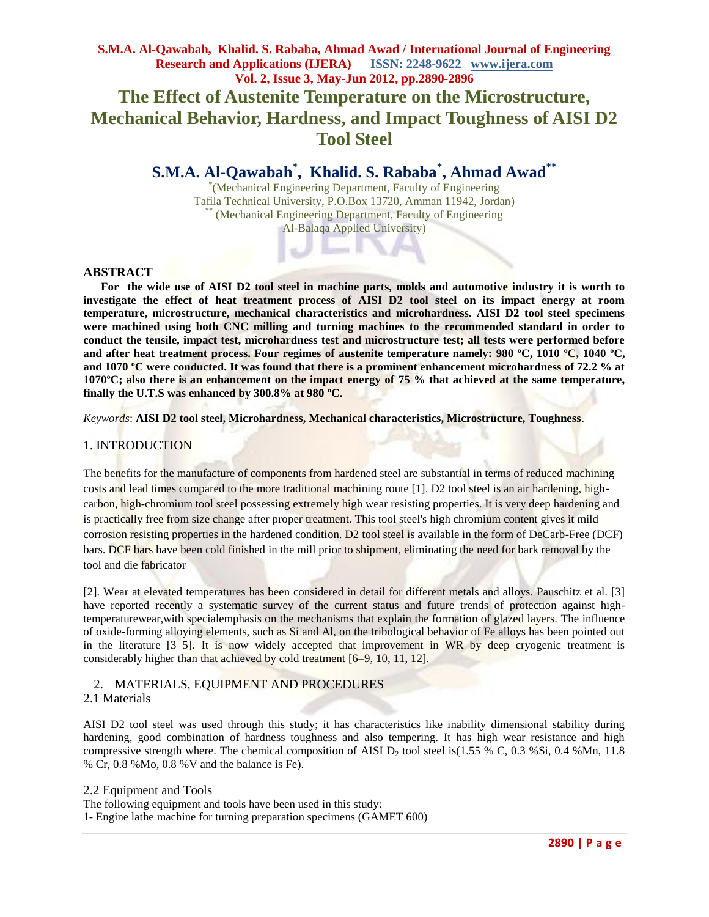# The Effect of Austenite Temperature on the Microstructure, Mechanical Behavior, Hardness, and Impact Toughness of AISI D2 Tool Steel

## S.M.A. Al-Qawabah*, Khalid. S. Rababa*, Ahmad Awad**

*(Mechanical Engineering Department, Faculty of Engineering
Tafila Technical University, P.O.Box 13720, Amman 11942, Jordan)
** (Mechanical Engineering Department, Faculty of Engineering
Al-Balaqa Applied University)

## ABSTRACT

**For the wide use of AISI D2 tool steel in machine parts, molds and automotive industry it is worth to investigate the effect of heat treatment process of AISI D2 tool steel on its impact energy at room temperature, microstructure, mechanical characteristics and microhardness. AISI D2 tool steel specimens were machined using both CNC milling and turning machines to the recommended standard in order to conduct the tensile, impact test, microhardness test and microstructure test; all tests were performed before and after heat treatment process. Four regimes of austenite temperature namely: 980 ºC, 1010 ºC, 1040 ºC, and 1070 ºC were conducted. It was found that there is a prominent enhancement microhardness of 72.2 % at 1070ºC; also there is an enhancement on the impact energy of 75 % that achieved at the same temperature, finally the U.T.S was enhanced by 300.8% at 980 ºC.**

*Keywords*: **AISI D2 tool steel, Microhardness, Mechanical characteristics, Microstructure, Toughness**.

## 1. INTRODUCTION

The benefits for the manufacture of components from hardened steel are substantial in terms of reduced machining costs and lead times compared to the more traditional machining route [1]. D2 tool steel is an air hardening, high-carbon, high-chromium tool steel possessing extremely high wear resisting properties. It is very deep hardening and is practically free from size change after proper treatment. This tool steel's high chromium content gives it mild corrosion resisting properties in the hardened condition. D2 tool steel is available in the form of DeCarb-Free (DCF) bars. DCF bars have been cold finished in the mill prior to shipment, eliminating the need for bark removal by the tool and die fabricator

[2]. Wear at elevated temperatures has been considered in detail for different metals and alloys. Pauschitz et al. [3] have reported recently a systematic survey of the current status and future trends of protection against high-temperaturewear,with specialemphasis on the mechanisms that explain the formation of glazed layers. The influence of oxide-forming alloying elements, such as Si and Al, on the tribological behavior of Fe alloys has been pointed out in the literature [3–5]. It is now widely accepted that improvement in WR by deep cryogenic treatment is considerably higher than that achieved by cold treatment [6–9, 10, 11, 12].

## 2. MATERIALS, EQUIPMENT AND PROCEDURES

### 2.1 Materials

AISI D2 tool steel was used through this study; it has characteristics like inability dimensional stability during hardening, good combination of hardness toughness and also tempering. It has high wear resistance and high compressive strength where. The chemical composition of AISI $D_2$ tool steel is(1.55 % C, 0.3 %Si, 0.4 %Mn, 11.8 % Cr, 0.8 %Mo, 0.8 %V and the balance is Fe).

### 2.2 Equipment and Tools

The following equipment and tools have been used in this study:

1- Engine lathe machine for turning preparation specimens (GAMET 600)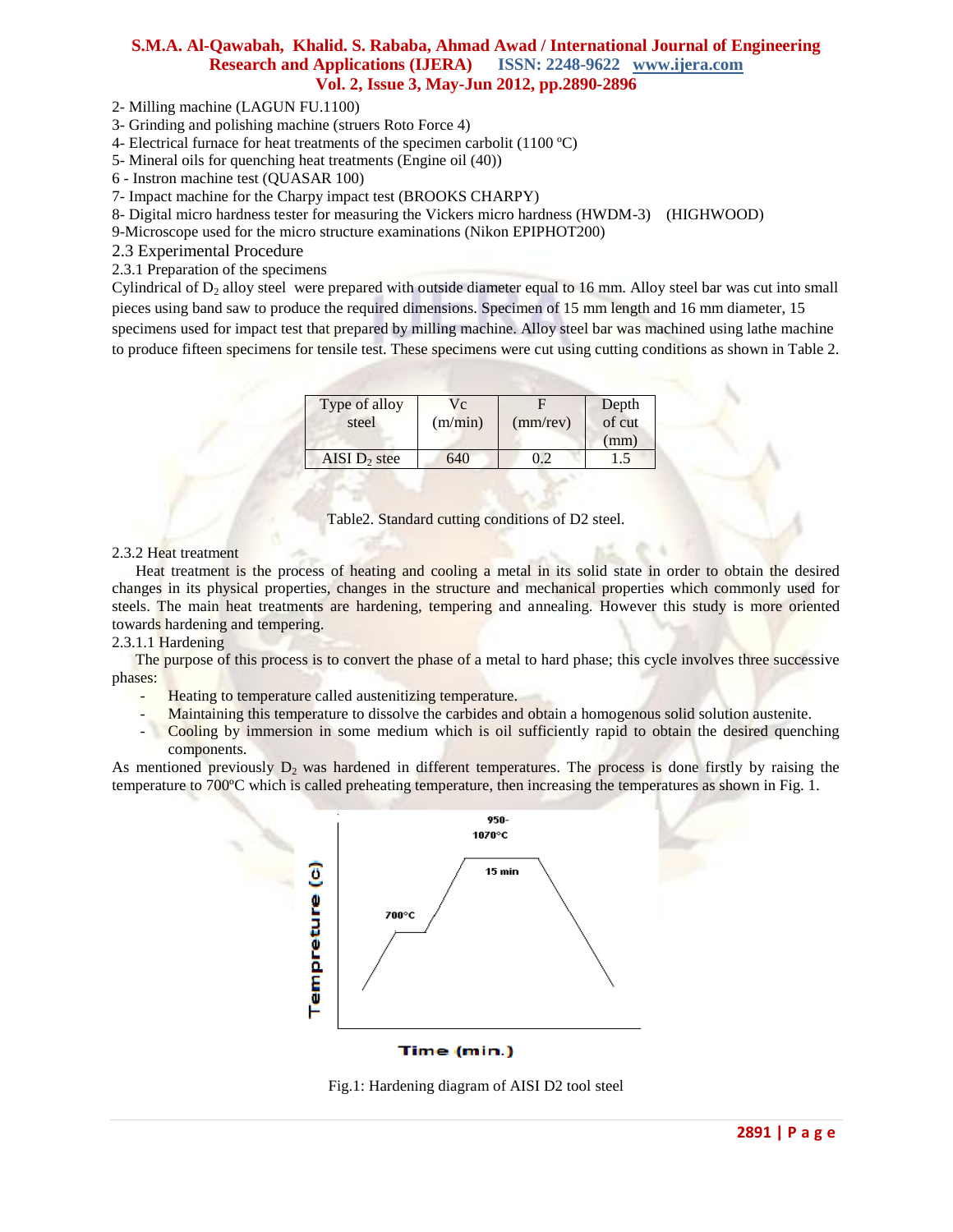2- Milling machine (LAGUN FU.1100)
3- Grinding and polishing machine (struers Roto Force 4)
4- Electrical furnace for heat treatments of the specimen carbolit (1100 ºC)
5- Mineral oils for quenching heat treatments (Engine oil (40))
6 - Instron machine test (QUASAR 100)
7- Impact machine for the Charpy impact test (BROOKS CHARPY)
8- Digital micro hardness tester for measuring the Vickers micro hardness (HWDM-3) (HIGHWOOD)
9-Microscope used for the micro structure examinations (Nikon EPIPHOT200)

## 2.3 Experimental Procedure

### 2.3.1 Preparation of the specimens

Cylindrical of $D_2$ alloy steel were prepared with outside diameter equal to 16 mm. Alloy steel bar was cut into small pieces using band saw to produce the required dimensions. Specimen of 15 mm length and 16 mm diameter, 15 specimens used for impact test that prepared by milling machine. Alloy steel bar was machined using lathe machine to produce fifteen specimens for tensile test. These specimens were cut using cutting conditions as shown in Table 2.

| Type of alloy steel | Vc (m/min) | F (mm/rev) | Depth of cut (mm) |
|---|---|---|---|
| AISI $D_2$ stee | 640 | 0.2 | 1.5 |

Table2. Standard cutting conditions of D2 steel.

### 2.3.2 Heat treatment

Heat treatment is the process of heating and cooling a metal in its solid state in order to obtain the desired changes in its physical properties, changes in the structure and mechanical properties which commonly used for steels. The main heat treatments are hardening, tempering and annealing. However this study is more oriented towards hardening and tempering.

#### 2.3.1.1 Hardening

The purpose of this process is to convert the phase of a metal to hard phase; this cycle involves three successive phases:

- Heating to temperature called austenitizing temperature.
- Maintaining this temperature to dissolve the carbides and obtain a homogenous solid solution austenite.
- Cooling by immersion in some medium which is oil sufficiently rapid to obtain the desired quenching components.

As mentioned previously $D_2$ was hardened in different temperatures. The process is done firstly by raising the temperature to 700ºC which is called preheating temperature, then increasing the temperatures as shown in Fig. 1.

Fig.1: Hardening diagram of AISI D2 tool steel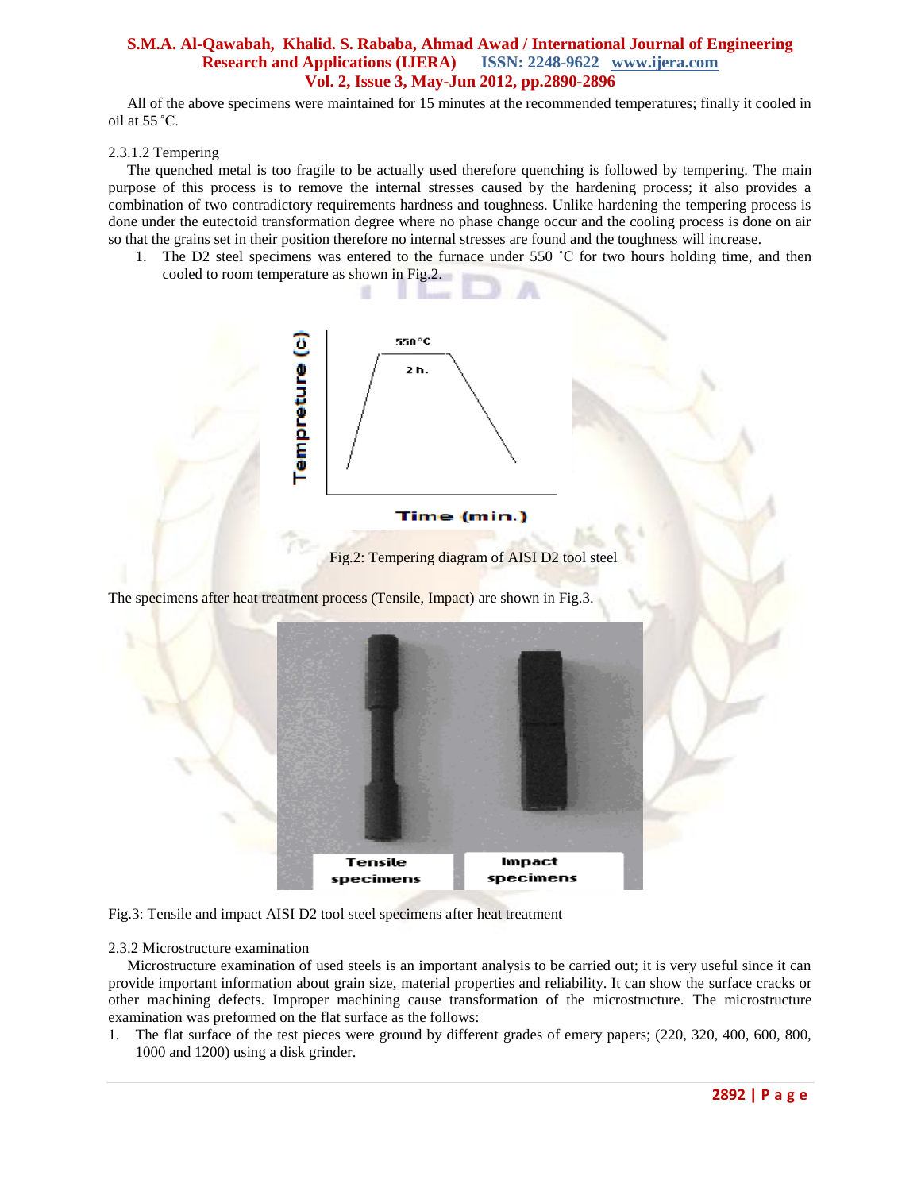All of the above specimens were maintained for 15 minutes at the recommended temperatures; finally it cooled in oil at 55 ˚C.

2.3.1.2 Tempering

The quenched metal is too fragile to be actually used therefore quenching is followed by tempering. The main purpose of this process is to remove the internal stresses caused by the hardening process; it also provides a combination of two contradictory requirements hardness and toughness. Unlike hardening the tempering process is done under the eutectoid transformation degree where no phase change occur and the cooling process is done on air so that the grains set in their position therefore no internal stresses are found and the toughness will increase.

1. The D2 steel specimens was entered to the furnace under 550 ˚C for two hours holding time, and then cooled to room temperature as shown in Fig.2.

Fig.2: Tempering diagram of AISI D2 tool steel

The specimens after heat treatment process (Tensile, Impact) are shown in Fig.3.

Fig.3: Tensile and impact AISI D2 tool steel specimens after heat treatment

2.3.2 Microstructure examination

Microstructure examination of used steels is an important analysis to be carried out; it is very useful since it can provide important information about grain size, material properties and reliability. It can show the surface cracks or other machining defects. Improper machining cause transformation of the microstructure. The microstructure examination was preformed on the flat surface as the follows:

1. The flat surface of the test pieces were ground by different grades of emery papers; (220, 320, 400, 600, 800, 1000 and 1200) using a disk grinder.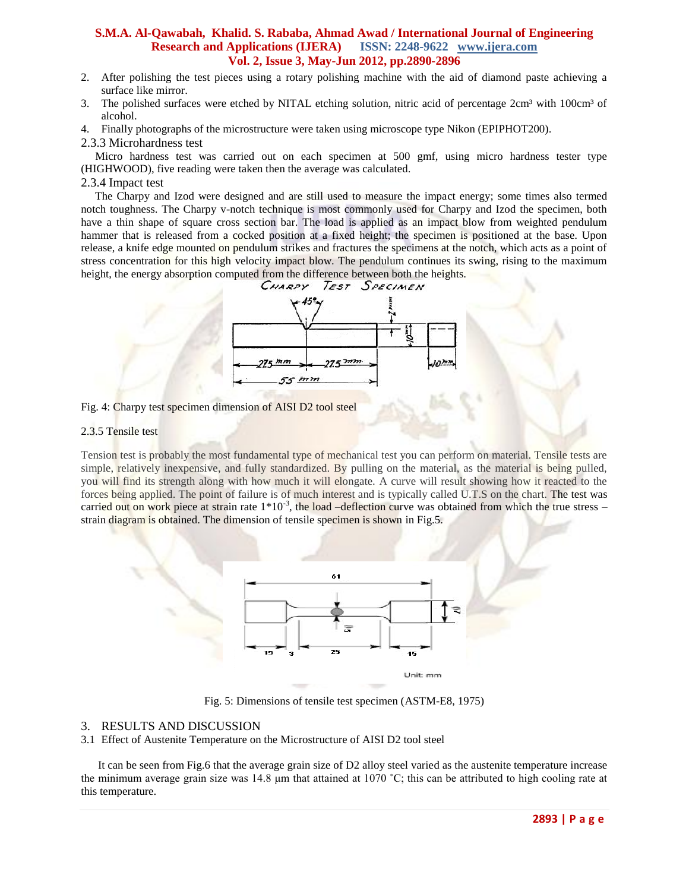2. After polishing the test pieces using a rotary polishing machine with the aid of diamond paste achieving a surface like mirror.
3. The polished surfaces were etched by NITAL etching solution, nitric acid of percentage 2cm³ with 100cm³ of alcohol.
4. Finally photographs of the microstructure were taken using microscope type Nikon (EPIPHOT200).

### 2.3.3 Microhardness test

Micro hardness test was carried out on each specimen at 500 gmf, using micro hardness tester type (HIGHWOOD), five reading were taken then the average was calculated.

### 2.3.4 Impact test

The Charpy and Izod were designed and are still used to measure the impact energy; some times also termed notch toughness. The Charpy v-notch technique is most commonly used for Charpy and Izod the specimen, both have a thin shape of square cross section bar. The load is applied as an impact blow from weighted pendulum hammer that is released from a cocked position at a fixed height; the specimen is positioned at the base. Upon release, a knife edge mounted on pendulum strikes and fractures the specimens at the notch, which acts as a point of stress concentration for this high velocity impact blow. The pendulum continues its swing, rising to the maximum height, the energy absorption computed from the difference between both the heights.

Fig. 4: Charpy test specimen dimension of AISI D2 tool steel

### 2.3.5 Tensile test

Tension test is probably the most fundamental type of mechanical test you can perform on material. Tensile tests are simple, relatively inexpensive, and fully standardized. By pulling on the material, as the material is being pulled, you will find its strength along with how much it will elongate. A curve will result showing how it reacted to the forces being applied. The point of failure is of much interest and is typically called U.T.S on the chart. The test was carried out on work piece at strain rate $1*10^{-3}$, the load –deflection curve was obtained from which the true stress – strain diagram is obtained. The dimension of tensile specimen is shown in Fig.5.

Fig. 5: Dimensions of tensile test specimen (ASTM-E8, 1975)

## 3. RESULTS AND DISCUSSION

### 3.1 Effect of Austenite Temperature on the Microstructure of AISI D2 tool steel

It can be seen from Fig.6 that the average grain size of D2 alloy steel varied as the austenite temperature increase the minimum average grain size was 14.8 μm that attained at 1070 ˚C; this can be attributed to high cooling rate at this temperature.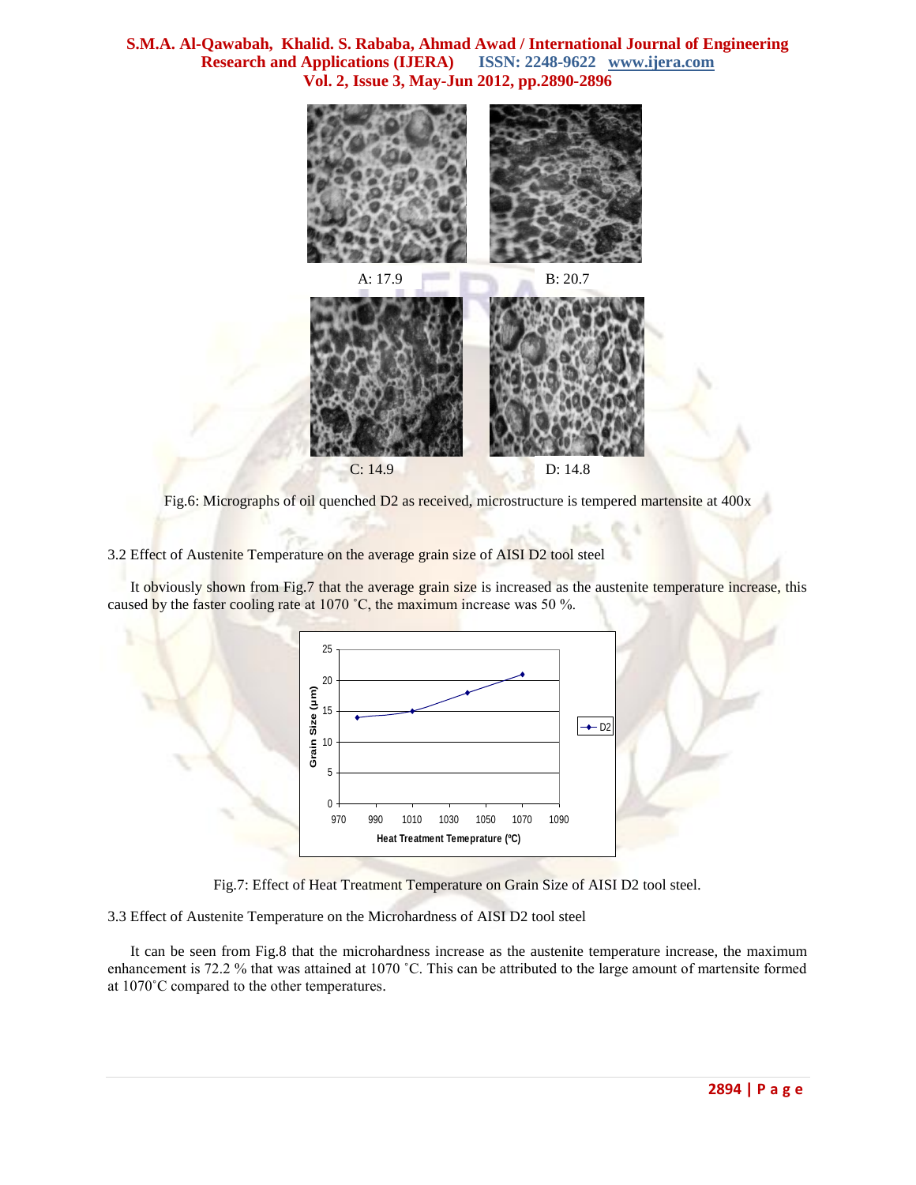A: 17.9

B: 20.7

C: 14.9

D: 14.8

Fig.6: Micrographs of oil quenched D2 as received, microstructure is tempered martensite at 400x

3.2 Effect of Austenite Temperature on the average grain size of AISI D2 tool steel

It obviously shown from Fig.7 that the average grain size is increased as the austenite temperature increase, this caused by the faster cooling rate at 1070 ˚C, the maximum increase was 50 %.

Fig.7: Effect of Heat Treatment Temperature on Grain Size of AISI D2 tool steel.

3.3 Effect of Austenite Temperature on the Microhardness of AISI D2 tool steel

It can be seen from Fig.8 that the microhardness increase as the austenite temperature increase, the maximum enhancement is 72.2 % that was attained at 1070 ˚C. This can be attributed to the large amount of martensite formed at 1070˚C compared to the other temperatures.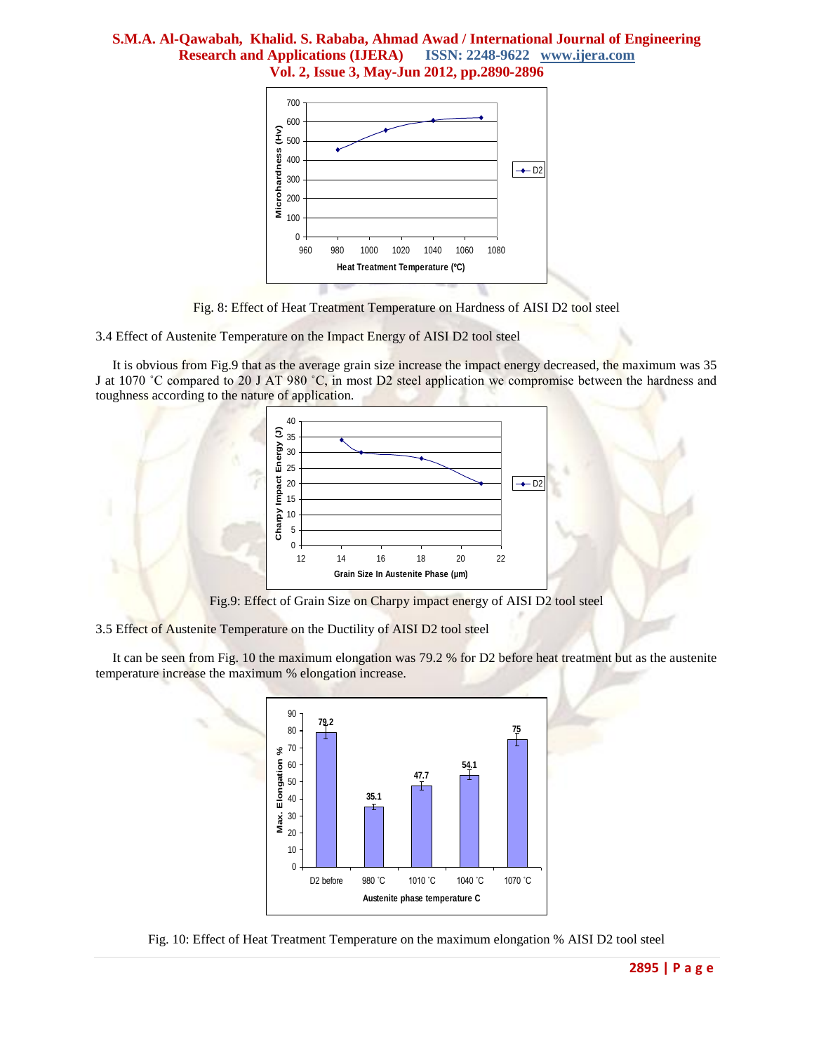Fig. 8: Effect of Heat Treatment Temperature on Hardness of AISI D2 tool steel

3.4 Effect of Austenite Temperature on the Impact Energy of AISI D2 tool steel

It is obvious from Fig.9 that as the average grain size increase the impact energy decreased, the maximum was 35 J at 1070 ˚C compared to 20 J AT 980 ˚C, in most D2 steel application we compromise between the hardness and toughness according to the nature of application.

Fig.9: Effect of Grain Size on Charpy impact energy of AISI D2 tool steel

3.5 Effect of Austenite Temperature on the Ductility of AISI D2 tool steel

It can be seen from Fig. 10 the maximum elongation was 79.2 % for D2 before heat treatment but as the austenite temperature increase the maximum % elongation increase.

Fig. 10: Effect of Heat Treatment Temperature on the maximum elongation % AISI D2 tool steel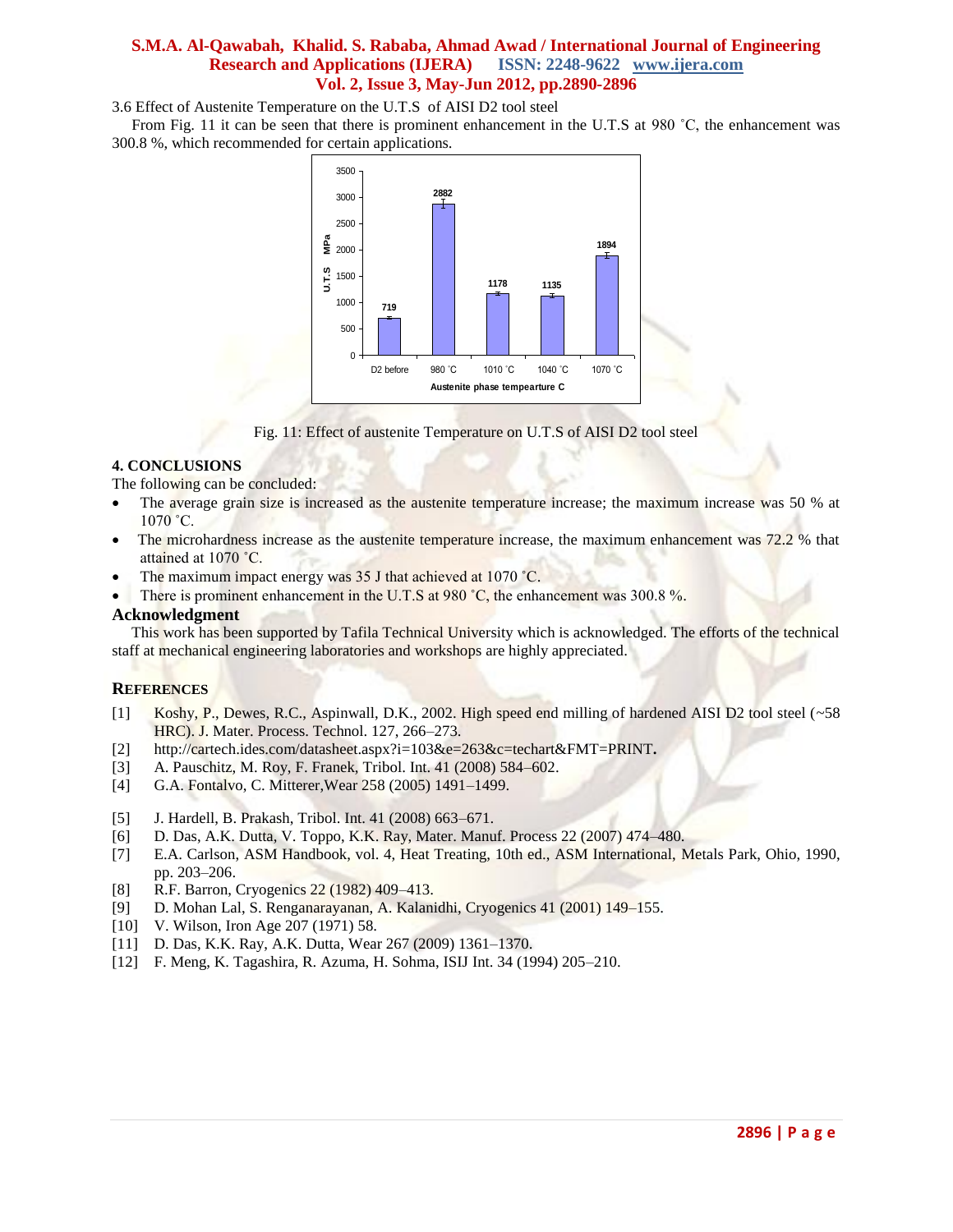3.6 Effect of Austenite Temperature on the U.T.S of AISI D2 tool steel

From Fig. 11 it can be seen that there is prominent enhancement in the U.T.S at 980 ˚C, the enhancement was 300.8 %, which recommended for certain applications.

3500
3000
2500
2000
1500
1000
500
0

U.T.S MPa

719
2882
1178
1135
1894

D2 before
980 ˚C
1010 ˚C
1040 ˚C
1070 ˚C

Austenite phase tempearture C

Fig. 11: Effect of austenite Temperature on U.T.S of AISI D2 tool steel

## 4. CONCLUSIONS

The following can be concluded:

- The average grain size is increased as the austenite temperature increase; the maximum increase was 50 % at 1070 ˚C.
- The microhardness increase as the austenite temperature increase, the maximum enhancement was 72.2 % that attained at 1070 ˚C.
- The maximum impact energy was 35 J that achieved at 1070 ˚C.
- There is prominent enhancement in the U.T.S at 980 ˚C, the enhancement was 300.8 %.

## Acknowledgment

This work has been supported by Tafila Technical University which is acknowledged. The efforts of the technical staff at mechanical engineering laboratories and workshops are highly appreciated.

## REFERENCES

[1] Koshy, P., Dewes, R.C., Aspinwall, D.K., 2002. High speed end milling of hardened AISI D2 tool steel (~58 HRC). J. Mater. Process. Technol. 127, 266–273.

[2] http://cartech.ides.com/datasheet.aspx?i=103&e=263&c=techart&FMT=PRINT.

[3] A. Pauschitz, M. Roy, F. Franek, Tribol. Int. 41 (2008) 584–602.

[4] G.A. Fontalvo, C. Mitterer,Wear 258 (2005) 1491–1499.

[5] J. Hardell, B. Prakash, Tribol. Int. 41 (2008) 663–671.

[6] D. Das, A.K. Dutta, V. Toppo, K.K. Ray, Mater. Manuf. Process 22 (2007) 474–480.

[7] E.A. Carlson, ASM Handbook, vol. 4, Heat Treating, 10th ed., ASM International, Metals Park, Ohio, 1990, pp. 203–206.

[8] R.F. Barron, Cryogenics 22 (1982) 409–413.

[9] D. Mohan Lal, S. Renganarayanan, A. Kalanidhi, Cryogenics 41 (2001) 149–155.

[10] V. Wilson, Iron Age 207 (1971) 58.

[11] D. Das, K.K. Ray, A.K. Dutta, Wear 267 (2009) 1361–1370.

[12] F. Meng, K. Tagashira, R. Azuma, H. Sohma, ISIJ Int. 34 (1994) 205–210.